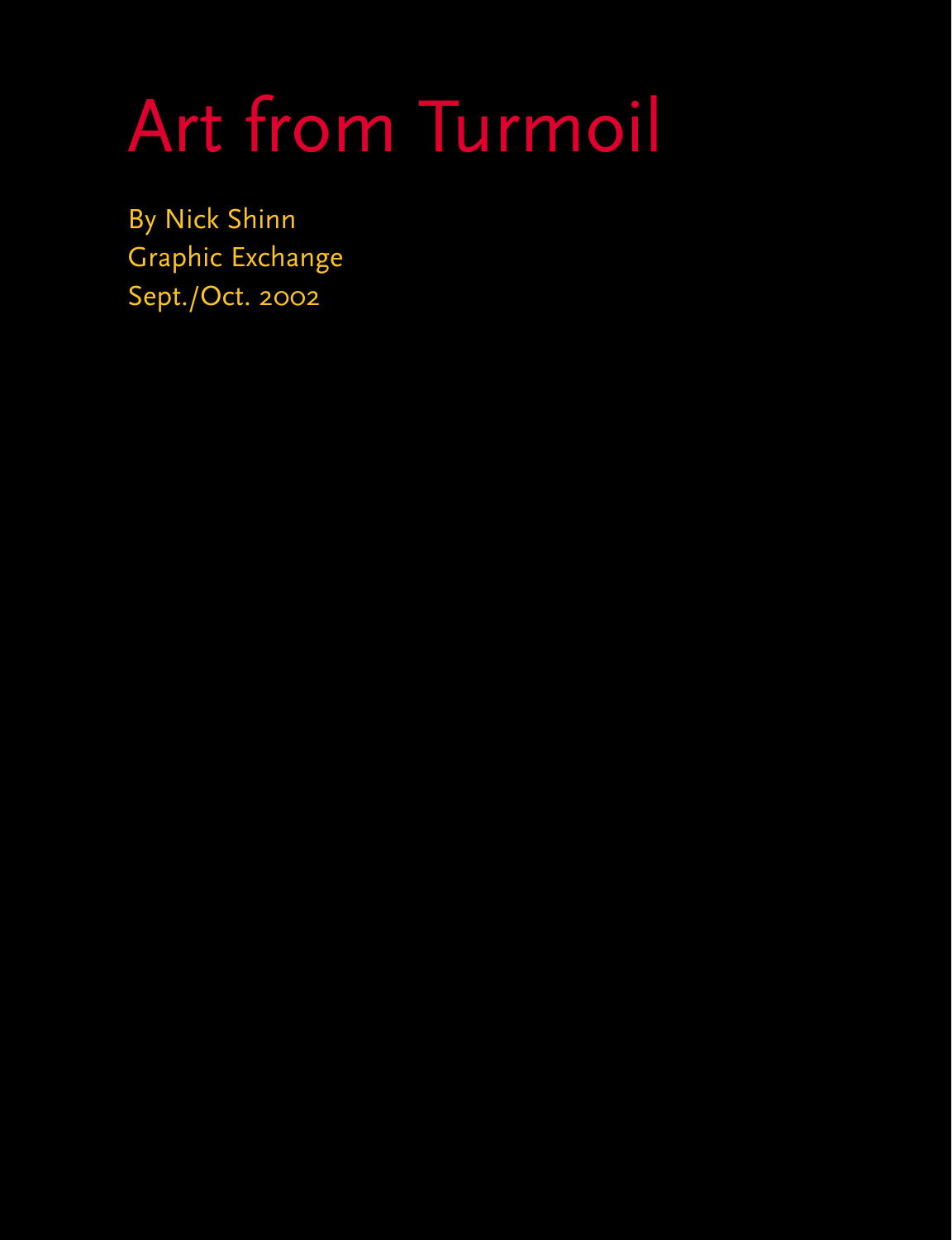# Art from Turmoil

By Nick Shinn
Graphic Exchange
Sept./Oct. 2002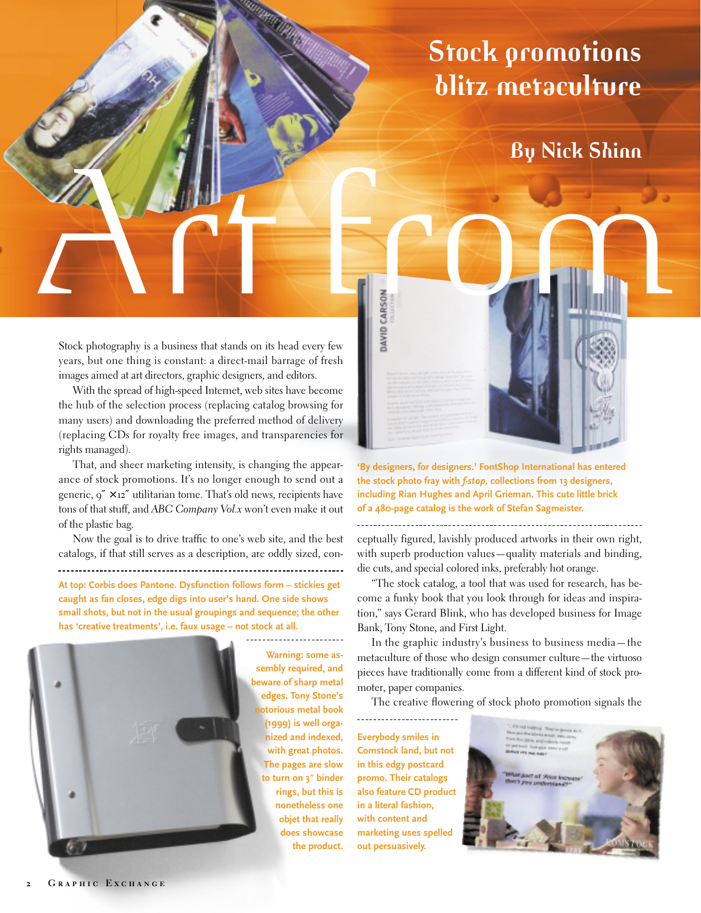# Art from Stock promotions blitz metaculture

## By Nick Shinn

Stock photography is a business that stands on its head every few years, but one thing is constant: a direct-mail barrage of fresh images aimed at art directors, graphic designers, and editors.

With the spread of high-speed Internet, web sites have become the hub of the selection process (replacing catalog browsing for many users) and downloading the preferred method of delivery (replacing CDs for royalty free images, and transparencies for rights managed).

That, and sheer marketing intensity, is changing the appearance of stock promotions. It's no longer enough to send out a generic, 9″ × 12″ utilitarian tome. That's old news, recipients have tons of that stuff, and *ABC Company Vol.x* won't even make it out of the plastic bag.

Now the goal is to drive traffic to one's web site, and the best catalogs, if that still serves as a description, are oddly sized, conceptually figured, lavishly produced artworks in their own right, with superb production values—quality materials and binding, die cuts, and special colored inks, preferably hot orange.

"The stock catalog, a tool that was used for research, has become a funky book that you look through for ideas and inspiration," says Gerard Blink, who has developed business for Image Bank, Tony Stone, and First Light.

In the graphic industry's business to business media—the metaculture of those who design consumer culture—the virtuoso pieces have traditionally come from a different kind of stock promoter, paper companies.

The creative flowering of stock photo promotion signals the

**At top: Corbis does Pantone. Dysfunction follows form – stickies get caught as fan closes, edge digs into user's hand. One side shows small shots, but not in the usual groupings and sequence; the other has 'creative treatments', i.e. faux usage – not stock at all.**

**'By designers, for designers.' FontShop International has entered the stock photo fray with *f-stop*, collections from 13 designers, including Rian Hughes and April Grieman. This cute little brick of a 480-page catalog is the work of Stefan Sagmeister.**

**Warning: some assembly required, and beware of sharp metal edges. Tony Stone's notorious metal book (1999) is well organized and indexed, with great photos. The pages are slow to turn on 3″ binder rings, but this is nonetheless one objet that really does showcase the product.**

**Everybody smiles in Comstock land, but not in this edgy postcard promo. Their catalogs also feature CD product in a literal fashion, with content and marketing uses spelled out persuasively.**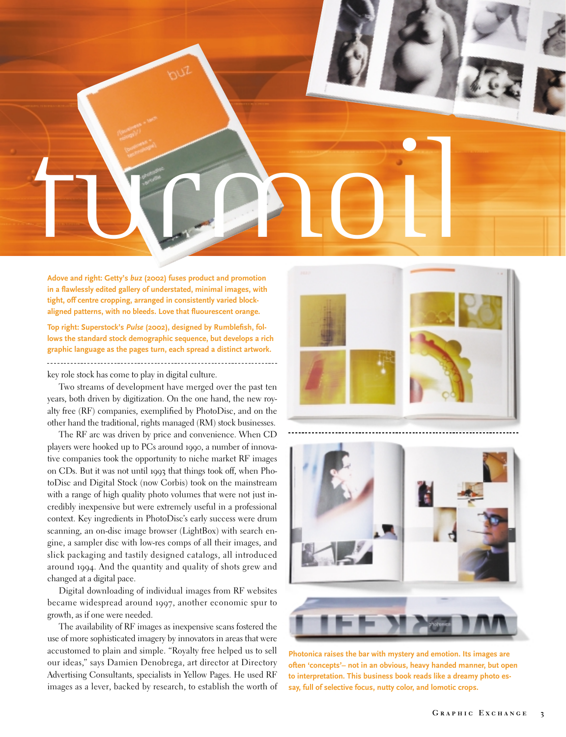# turmoil

**Adove and right: Getty's *buz* (2002) fuses product and promotion in a flawlessly edited gallery of understated, minimal images, with tight, off centre cropping, arranged in consistently varied block-aligned patterns, with no bleeds. Love that fluourescent orange.**

**Top right: Superstock's *Pulse* (2002), designed by Rumblefish, follows the standard stock demographic sequence, but develops a rich graphic language as the pages turn, each spread a distinct artwork.**

key role stock has come to play in digital culture.

Two streams of development have merged over the past ten years, both driven by digitization. On the one hand, the new royalty free (RF) companies, exemplified by PhotoDisc, and on the other hand the traditional, rights managed (RM) stock businesses.

The RF arc was driven by price and convenience. When CD players were hooked up to PCs around 1990, a number of innovative companies took the opportunity to niche market RF images on CDs. But it was not until 1993 that things took off, when PhotoDisc and Digital Stock (now Corbis) took on the mainstream with a range of high quality photo volumes that were not just incredibly inexpensive but were extremely useful in a professional context. Key ingredients in PhotoDisc's early success were drum scanning, an on-disc image browser (LightBox) with search engine, a sampler disc with low-res comps of all their images, and slick packaging and tastily designed catalogs, all introduced around 1994. And the quantity and quality of shots grew and changed at a digital pace.

Digital downloading of individual images from RF websites became widespread around 1997, another economic spur to growth, as if one were needed.

The availability of RF images as inexpensive scans fostered the use of more sophisticated imagery by innovators in areas that were accustomed to plain and simple. "Royalty free helped us to sell our ideas," says Damien Denobrega, art director at Directory Advertising Consultants, specialists in Yellow Pages. He used RF images as a lever, backed by research, to establish the worth of

**Photonica raises the bar with mystery and emotion. Its images are often 'concepts'– not in an obvious, heavy handed manner, but open to interpretation. This business book reads like a dreamy photo essay, full of selective focus, nutty color, and lomotic crops.**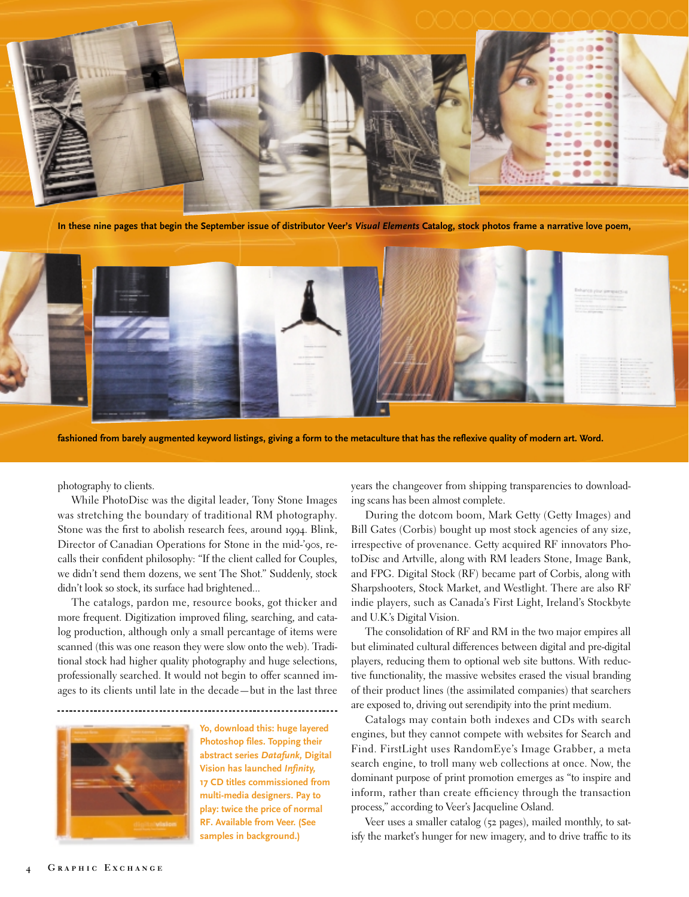In these nine pages that begin the September issue of distributor Veer's *Visual Elements* Catalog, stock photos frame a narrative love poem, fashioned from barely augmented keyword listings, giving a form to the metaculture that has the reflexive quality of modern art. Word.

photography to clients.

While PhotoDisc was the digital leader, Tony Stone Images was stretching the boundary of traditional RM photography. Stone was the first to abolish research fees, around 1994. Blink, Director of Canadian Operations for Stone in the mid-'90s, recalls their confident philosophy: "If the client called for Couples, we didn't send them dozens, we sent The Shot." Suddenly, stock didn't look so stock, its surface had brightened...

The catalogs, pardon me, resource books, got thicker and more frequent. Digitization improved filing, searching, and catalog production, although only a small percantage of items were scanned (this was one reason they were slow onto the web). Traditional stock had higher quality photography and huge selections, professionally searched. It would not begin to offer scanned images to its clients until late in the decade—but in the last three years the changeover from shipping transparencies to downloading scans has been almost complete.

During the dotcom boom, Mark Getty (Getty Images) and Bill Gates (Corbis) bought up most stock agencies of any size, irrespective of provenance. Getty acquired RF innovators PhotoDisc and Artville, along with RM leaders Stone, Image Bank, and FPG. Digital Stock (RF) became part of Corbis, along with Sharpshooters, Stock Market, and Westlight. There are also RF indie players, such as Canada's First Light, Ireland's Stockbyte and U.K.'s Digital Vision.

The consolidation of RF and RM in the two major empires all but eliminated cultural differences between digital and pre-digital players, reducing them to optional web site buttons. With reductive functionality, the massive websites erased the visual branding of their product lines (the assimilated companies) that searchers are exposed to, driving out serendipity into the print medium.

Catalogs may contain both indexes and CDs with search engines, but they cannot compete with websites for Search and Find. FirstLight uses RandomEye's Image Grabber, a meta search engine, to troll many web collections at once. Now, the dominant purpose of print promotion emerges as "to inspire and inform, rather than create efficiency through the transaction process," according to Veer's Jacqueline Osland.

Veer uses a smaller catalog (52 pages), mailed monthly, to satisfy the market's hunger for new imagery, and to drive traffic to its

**Yo, download this: huge layered Photoshop files. Topping their abstract series *Datafunk*, Digital Vision has launched *Infinity*, 17 CD titles commissioned from multi-media designers. Pay to play: twice the price of normal RF. Available from Veer. (See samples in background.)**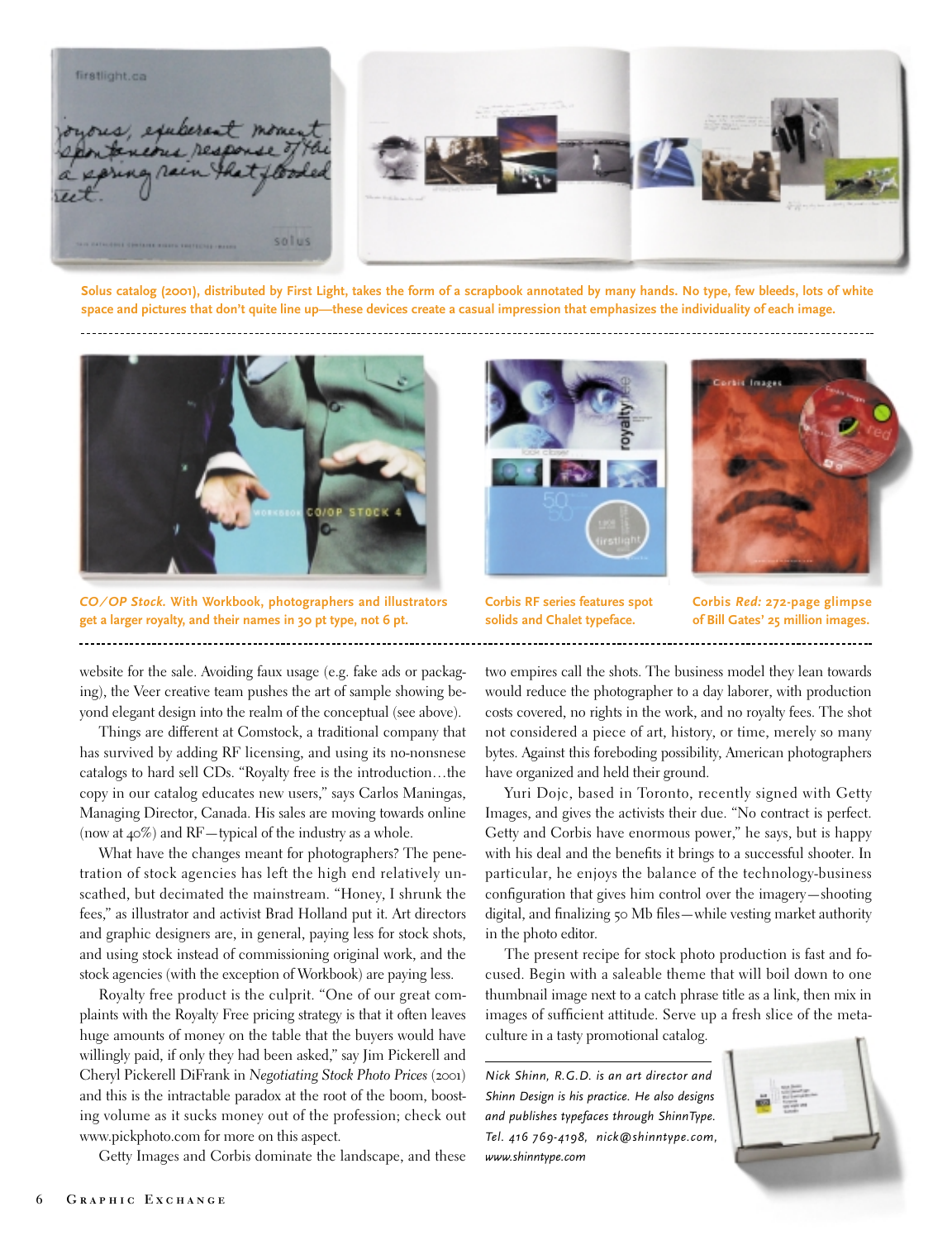Solus catalog (2001), distributed by First Light, takes the form of a scrapbook annotated by many hands. No type, few bleeds, lots of white space and pictures that don't quite line up—these devices create a casual impression that emphasizes the individuality of each image.

*CO/OP Stock.* With Workbook, photographers and illustrators get a larger royalty, and their names in 30 pt type, not 6 pt.

Corbis RF series features spot solids and Chalet typeface.

Corbis *Red:* 272-page glimpse of Bill Gates' 25 million images.

website for the sale. Avoiding faux usage (e.g. fake ads or packaging), the Veer creative team pushes the art of sample showing beyond elegant design into the realm of the conceptual (see above).

Things are different at Comstock, a traditional company that has survived by adding RF licensing, and using its no-nonsnese catalogs to hard sell CDs. "Royalty free is the introduction…the copy in our catalog educates new users," says Carlos Maningas, Managing Director, Canada. His sales are moving towards online (now at 40%) and RF—typical of the industry as a whole.

What have the changes meant for photographers? The penetration of stock agencies has left the high end relatively unscathed, but decimated the mainstream. "Honey, I shrunk the fees," as illustrator and activist Brad Holland put it. Art directors and graphic designers are, in general, paying less for stock shots, and using stock instead of commissioning original work, and the stock agencies (with the exception of Workbook) are paying less.

Royalty free product is the culprit. "One of our great complaints with the Royalty Free pricing strategy is that it often leaves huge amounts of money on the table that the buyers would have willingly paid, if only they had been asked," say Jim Pickerell and Cheryl Pickerell DiFrank in *Negotiating Stock Photo Prices* (2001) and this is the intractable paradox at the root of the boom, boosting volume as it sucks money out of the profession; check out www.pickphoto.com for more on this aspect.

Getty Images and Corbis dominate the landscape, and these two empires call the shots. The business model they lean towards would reduce the photographer to a day laborer, with production costs covered, no rights in the work, and no royalty fees. The shot not considered a piece of art, history, or time, merely so many bytes. Against this foreboding possibility, American photographers have organized and held their ground.

Yuri Dojc, based in Toronto, recently signed with Getty Images, and gives the activists their due. "No contract is perfect. Getty and Corbis have enormous power," he says, but is happy with his deal and the benefits it brings to a successful shooter. In particular, he enjoys the balance of the technology-business configuration that gives him control over the imagery—shooting digital, and finalizing 50 Mb files—while vesting market authority in the photo editor.

The present recipe for stock photo production is fast and focused. Begin with a saleable theme that will boil down to one thumbnail image next to a catch phrase title as a link, then mix in images of sufficient attitude. Serve up a fresh slice of the metaculture in a tasty promotional catalog.

*Nick Shinn, R.G.D. is an art director and Shinn Design is his practice. He also designs and publishes typefaces through ShinnType. Tel. 416 769-4198, nick@shinntype.com, www.shinntype.com*